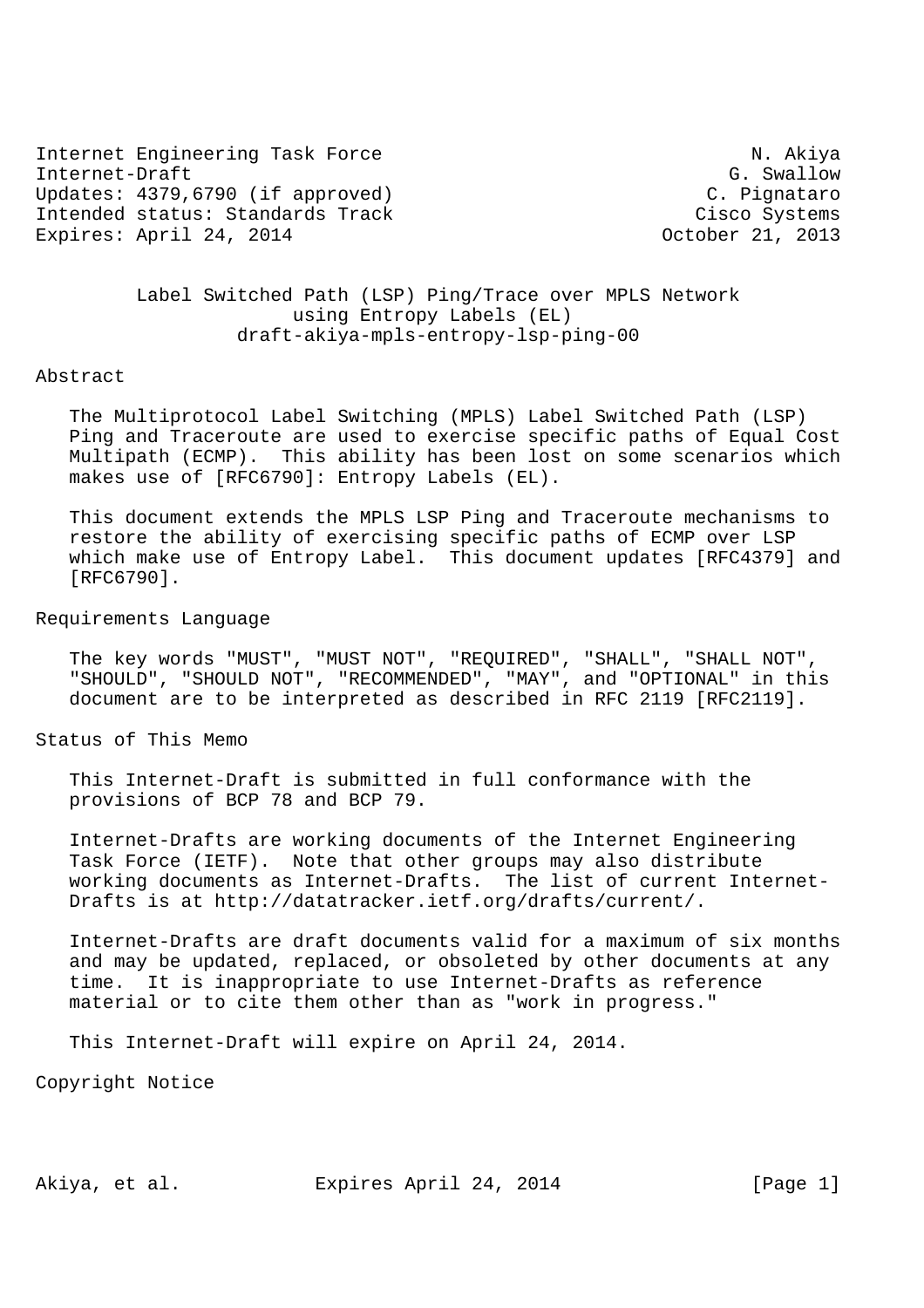Internet Engineering Task Force N. Akiya
Internet-Draft G. Swallow
Updates: 4379,6790 (if approved) C. Pignataro
Intended status: Standards Track Cisco Systems
Expires: April 24, 2014 October 21, 2013

# Label Switched Path (LSP) Ping/Trace over MPLS Network using Entropy Labels (EL)

draft-akiya-mpls-entropy-lsp-ping-00

## Abstract

The Multiprotocol Label Switching (MPLS) Label Switched Path (LSP) Ping and Traceroute are used to exercise specific paths of Equal Cost Multipath (ECMP). This ability has been lost on some scenarios which makes use of [RFC6790]: Entropy Labels (EL).

This document extends the MPLS LSP Ping and Traceroute mechanisms to restore the ability of exercising specific paths of ECMP over LSP which make use of Entropy Label. This document updates [RFC4379] and [RFC6790].

## Requirements Language

The key words "MUST", "MUST NOT", "REQUIRED", "SHALL", "SHALL NOT", "SHOULD", "SHOULD NOT", "RECOMMENDED", "MAY", and "OPTIONAL" in this document are to be interpreted as described in RFC 2119 [RFC2119].

## Status of This Memo

This Internet-Draft is submitted in full conformance with the provisions of BCP 78 and BCP 79.

Internet-Drafts are working documents of the Internet Engineering Task Force (IETF). Note that other groups may also distribute working documents as Internet-Drafts. The list of current Internet-Drafts is at http://datatracker.ietf.org/drafts/current/.

Internet-Drafts are draft documents valid for a maximum of six months and may be updated, replaced, or obsoleted by other documents at any time. It is inappropriate to use Internet-Drafts as reference material or to cite them other than as "work in progress."

This Internet-Draft will expire on April 24, 2014.

## Copyright Notice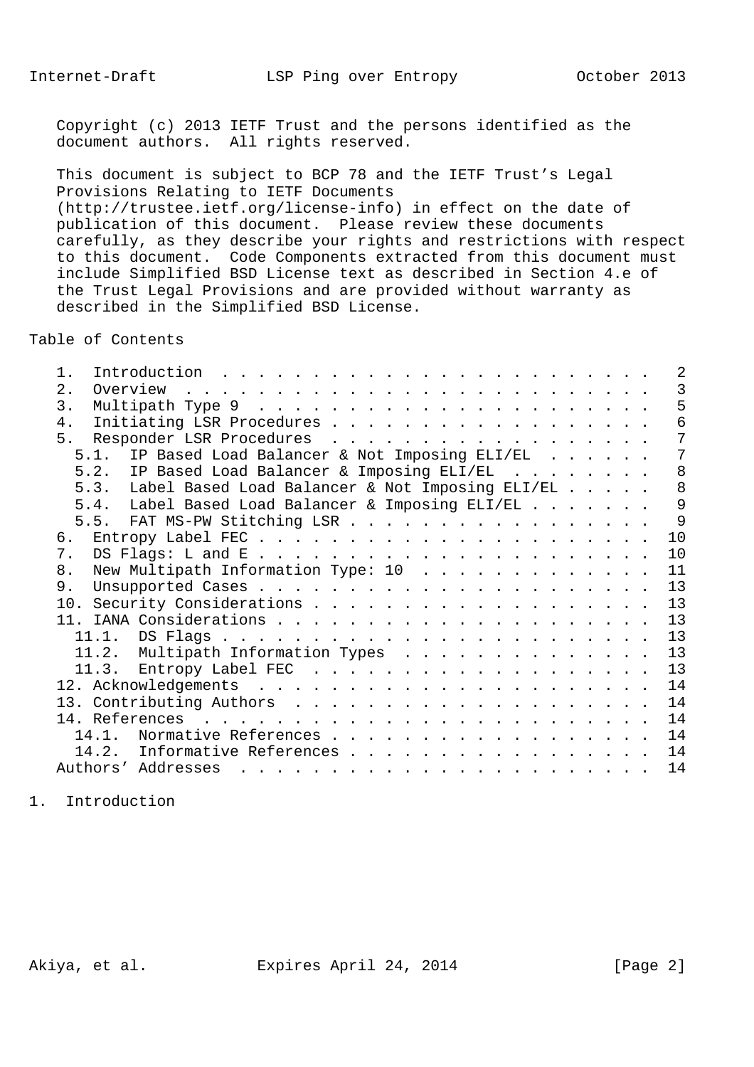Copyright (c) 2013 IETF Trust and the persons identified as the document authors. All rights reserved.

This document is subject to BCP 78 and the IETF Trust's Legal Provisions Relating to IETF Documents (http://trustee.ietf.org/license-info) in effect on the date of publication of this document. Please review these documents carefully, as they describe your rights and restrictions with respect to this document. Code Components extracted from this document must include Simplified BSD License text as described in Section 4.e of the Trust Legal Provisions and are provided without warranty as described in the Simplified BSD License.

## Table of Contents

```
   1.  Introduction . . . . . . . . . . . . . . . . . . . . . . . .   2
   2.  Overview . . . . . . . . . . . . . . . . . . . . . . . . . .   3
   3.  Multipath Type 9 . . . . . . . . . . . . . . . . . . . . . .   5
   4.  Initiating LSR Procedures  . . . . . . . . . . . . . . . . .   6
   5.  Responder LSR Procedures . . . . . . . . . . . . . . . . . .   7
     5.1.  IP Based Load Balancer & Not Imposing ELI/EL  . . . . . .   7
     5.2.  IP Based Load Balancer & Imposing ELI/EL . . . . . . . .   8
     5.3.  Label Based Load Balancer & Not Imposing ELI/EL  . . . .   8
     5.4.  Label Based Load Balancer & Imposing ELI/EL  . . . . . .   9
     5.5.  FAT MS-PW Stitching LSR  . . . . . . . . . . . . . . . .   9
   6.  Entropy Label FEC  . . . . . . . . . . . . . . . . . . . . .  10
   7.  DS Flags: L and E  . . . . . . . . . . . . . . . . . . . . .  10
   8.  New Multipath Information Type: 10 . . . . . . . . . . . . .  11
   9.  Unsupported Cases  . . . . . . . . . . . . . . . . . . . . .  13
   10. Security Considerations  . . . . . . . . . . . . . . . . . .  13
   11. IANA Considerations  . . . . . . . . . . . . . . . . . . . .  13
     11.1.  DS Flags  . . . . . . . . . . . . . . . . . . . . . . .  13
     11.2.  Multipath Information Types . . . . . . . . . . . . . .  13
     11.3.  Entropy Label FEC . . . . . . . . . . . . . . . . . . .  13
   12. Acknowledgements . . . . . . . . . . . . . . . . . . . . . .  14
   13. Contributing Authors . . . . . . . . . . . . . . . . . . . .  14
   14. References . . . . . . . . . . . . . . . . . . . . . . . . .  14
     14.1.  Normative References  . . . . . . . . . . . . . . . . .  14
     14.2.  Informative References  . . . . . . . . . . . . . . . .  14
   Authors' Addresses . . . . . . . . . . . . . . . . . . . . . . .  14
```

## 1. Introduction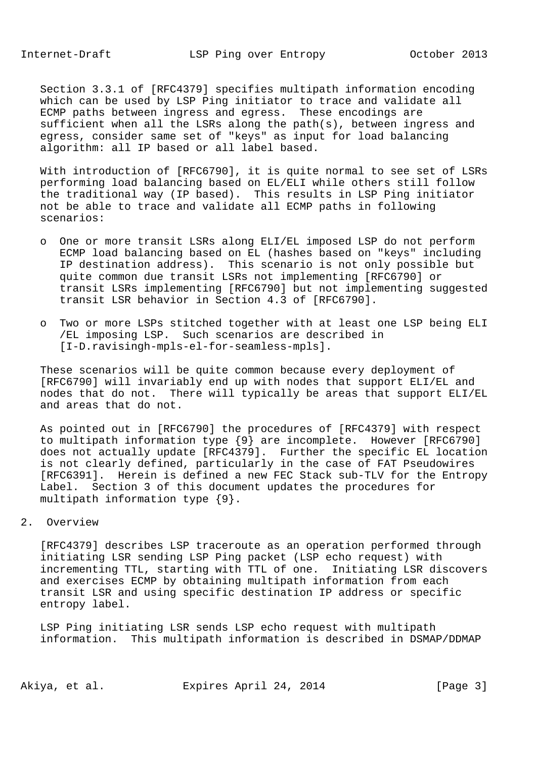Section 3.3.1 of [RFC4379] specifies multipath information encoding which can be used by LSP Ping initiator to trace and validate all ECMP paths between ingress and egress. These encodings are sufficient when all the LSRs along the path(s), between ingress and egress, consider same set of "keys" as input for load balancing algorithm: all IP based or all label based.

With introduction of [RFC6790], it is quite normal to see set of LSRs performing load balancing based on EL/ELI while others still follow the traditional way (IP based). This results in LSP Ping initiator not be able to trace and validate all ECMP paths in following scenarios:

- One or more transit LSRs along ELI/EL imposed LSP do not perform ECMP load balancing based on EL (hashes based on "keys" including IP destination address). This scenario is not only possible but quite common due transit LSRs not implementing [RFC6790] or transit LSRs implementing [RFC6790] but not implementing suggested transit LSR behavior in Section 4.3 of [RFC6790].

- Two or more LSPs stitched together with at least one LSP being ELI /EL imposing LSP. Such scenarios are described in [I-D.ravisingh-mpls-el-for-seamless-mpls].

These scenarios will be quite common because every deployment of [RFC6790] will invariably end up with nodes that support ELI/EL and nodes that do not. There will typically be areas that support ELI/EL and areas that do not.

As pointed out in [RFC6790] the procedures of [RFC4379] with respect to multipath information type {9} are incomplete. However [RFC6790] does not actually update [RFC4379]. Further the specific EL location is not clearly defined, particularly in the case of FAT Pseudowires [RFC6391]. Herein is defined a new FEC Stack sub-TLV for the Entropy Label. Section 3 of this document updates the procedures for multipath information type {9}.

## 2. Overview

[RFC4379] describes LSP traceroute as an operation performed through initiating LSR sending LSP Ping packet (LSP echo request) with incrementing TTL, starting with TTL of one. Initiating LSR discovers and exercises ECMP by obtaining multipath information from each transit LSR and using specific destination IP address or specific entropy label.

LSP Ping initiating LSR sends LSP echo request with multipath information. This multipath information is described in DSMAP/DDMAP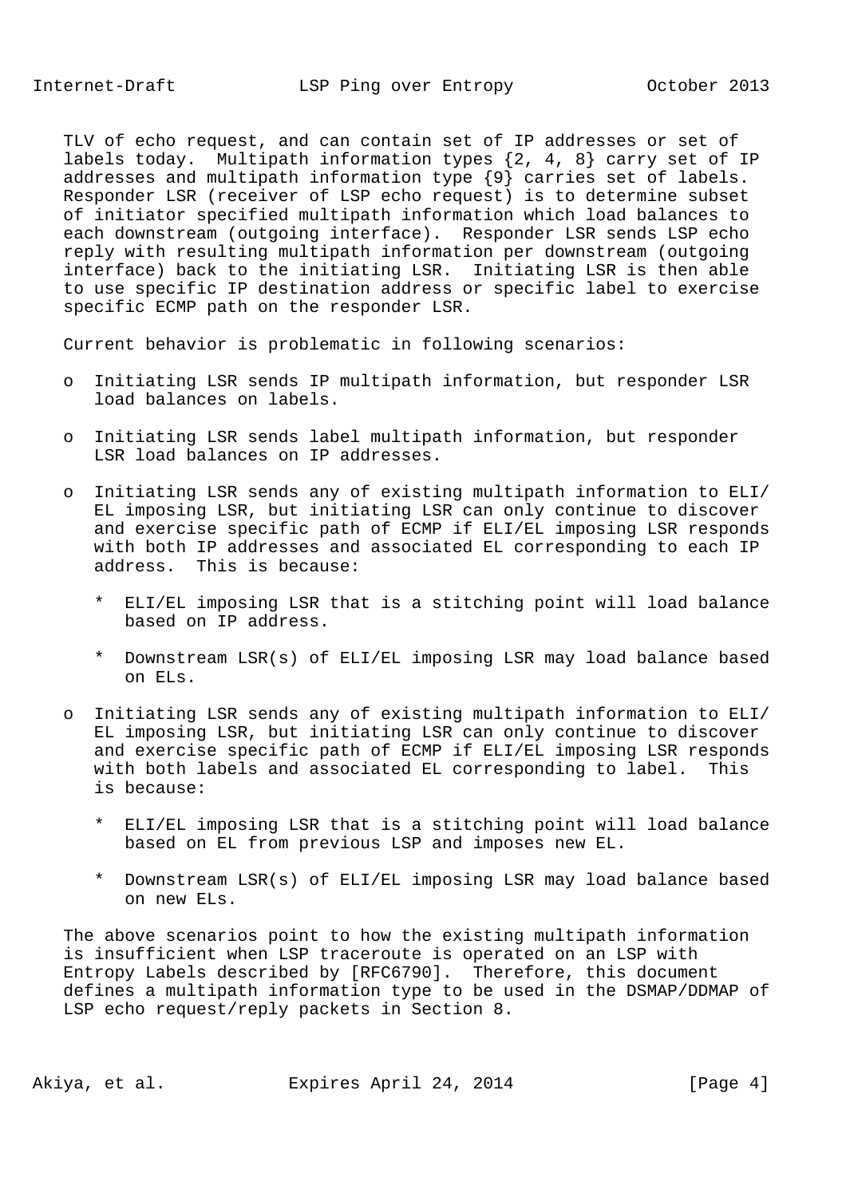TLV of echo request, and can contain set of IP addresses or set of labels today. Multipath information types {2, 4, 8} carry set of IP addresses and multipath information type {9} carries set of labels. Responder LSR (receiver of LSP echo request) is to determine subset of initiator specified multipath information which load balances to each downstream (outgoing interface). Responder LSR sends LSP echo reply with resulting multipath information per downstream (outgoing interface) back to the initiating LSR. Initiating LSR is then able to use specific IP destination address or specific label to exercise specific ECMP path on the responder LSR.

Current behavior is problematic in following scenarios:

- Initiating LSR sends IP multipath information, but responder LSR load balances on labels.

- Initiating LSR sends label multipath information, but responder LSR load balances on IP addresses.

- Initiating LSR sends any of existing multipath information to ELI/EL imposing LSR, but initiating LSR can only continue to discover and exercise specific path of ECMP if ELI/EL imposing LSR responds with both IP addresses and associated EL corresponding to each IP address. This is because:

  * ELI/EL imposing LSR that is a stitching point will load balance based on IP address.

  * Downstream LSR(s) of ELI/EL imposing LSR may load balance based on ELs.

- Initiating LSR sends any of existing multipath information to ELI/EL imposing LSR, but initiating LSR can only continue to discover and exercise specific path of ECMP if ELI/EL imposing LSR responds with both labels and associated EL corresponding to label. This is because:

  * ELI/EL imposing LSR that is a stitching point will load balance based on EL from previous LSP and imposes new EL.

  * Downstream LSR(s) of ELI/EL imposing LSR may load balance based on new ELs.

The above scenarios point to how the existing multipath information is insufficient when LSP traceroute is operated on an LSP with Entropy Labels described by [RFC6790]. Therefore, this document defines a multipath information type to be used in the DSMAP/DDMAP of LSP echo request/reply packets in Section 8.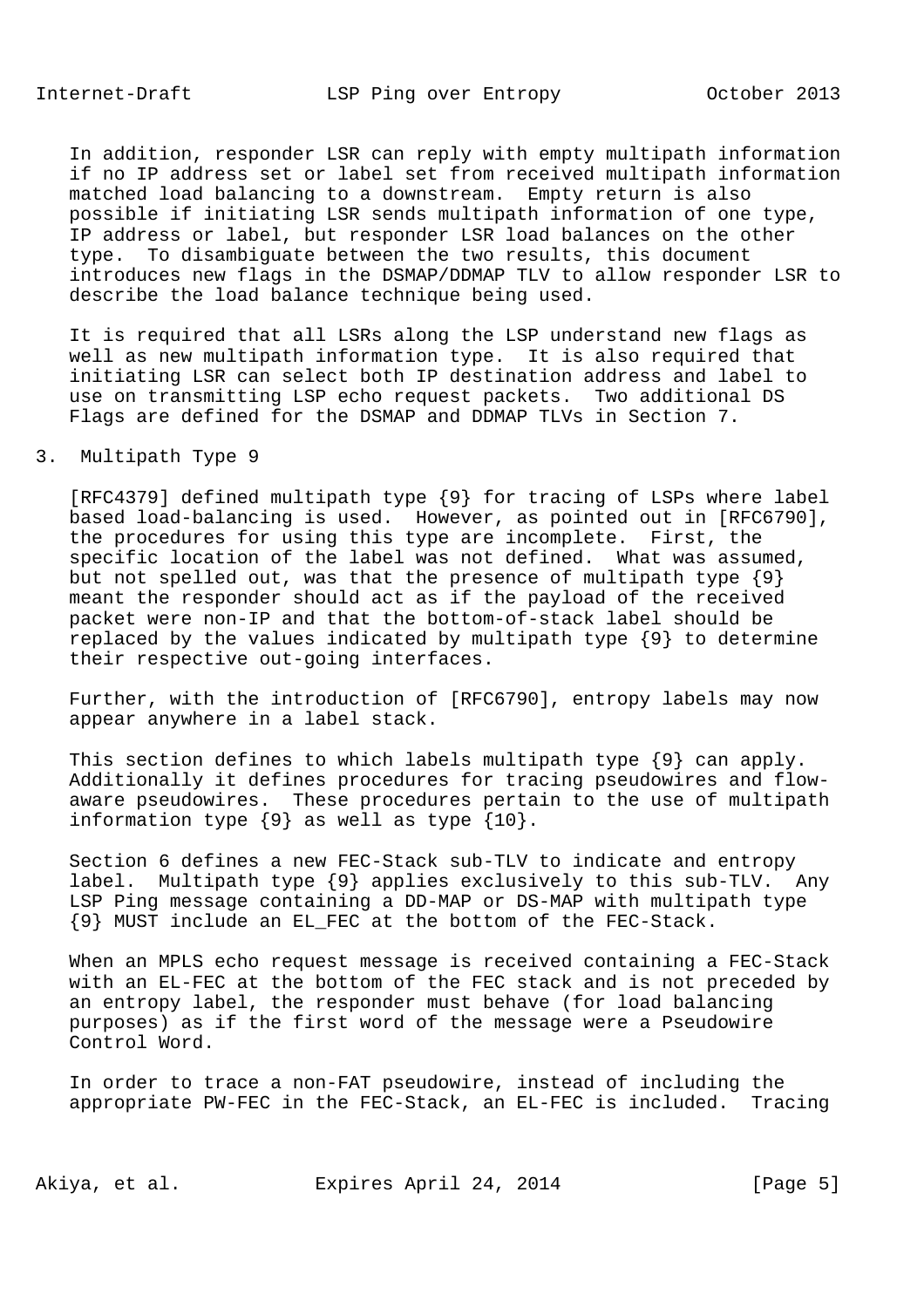In addition, responder LSR can reply with empty multipath information if no IP address set or label set from received multipath information matched load balancing to a downstream. Empty return is also possible if initiating LSR sends multipath information of one type, IP address or label, but responder LSR load balances on the other type. To disambiguate between the two results, this document introduces new flags in the DSMAP/DDMAP TLV to allow responder LSR to describe the load balance technique being used.

It is required that all LSRs along the LSP understand new flags as well as new multipath information type. It is also required that initiating LSR can select both IP destination address and label to use on transmitting LSP echo request packets. Two additional DS Flags are defined for the DSMAP and DDMAP TLVs in Section 7.

## 3. Multipath Type 9

[RFC4379] defined multipath type {9} for tracing of LSPs where label based load-balancing is used. However, as pointed out in [RFC6790], the procedures for using this type are incomplete. First, the specific location of the label was not defined. What was assumed, but not spelled out, was that the presence of multipath type {9} meant the responder should act as if the payload of the received packet were non-IP and that the bottom-of-stack label should be replaced by the values indicated by multipath type {9} to determine their respective out-going interfaces.

Further, with the introduction of [RFC6790], entropy labels may now appear anywhere in a label stack.

This section defines to which labels multipath type {9} can apply. Additionally it defines procedures for tracing pseudowires and flow-aware pseudowires. These procedures pertain to the use of multipath information type {9} as well as type {10}.

Section 6 defines a new FEC-Stack sub-TLV to indicate and entropy label. Multipath type {9} applies exclusively to this sub-TLV. Any LSP Ping message containing a DD-MAP or DS-MAP with multipath type {9} MUST include an EL_FEC at the bottom of the FEC-Stack.

When an MPLS echo request message is received containing a FEC-Stack with an EL-FEC at the bottom of the FEC stack and is not preceded by an entropy label, the responder must behave (for load balancing purposes) as if the first word of the message were a Pseudowire Control Word.

In order to trace a non-FAT pseudowire, instead of including the appropriate PW-FEC in the FEC-Stack, an EL-FEC is included. Tracing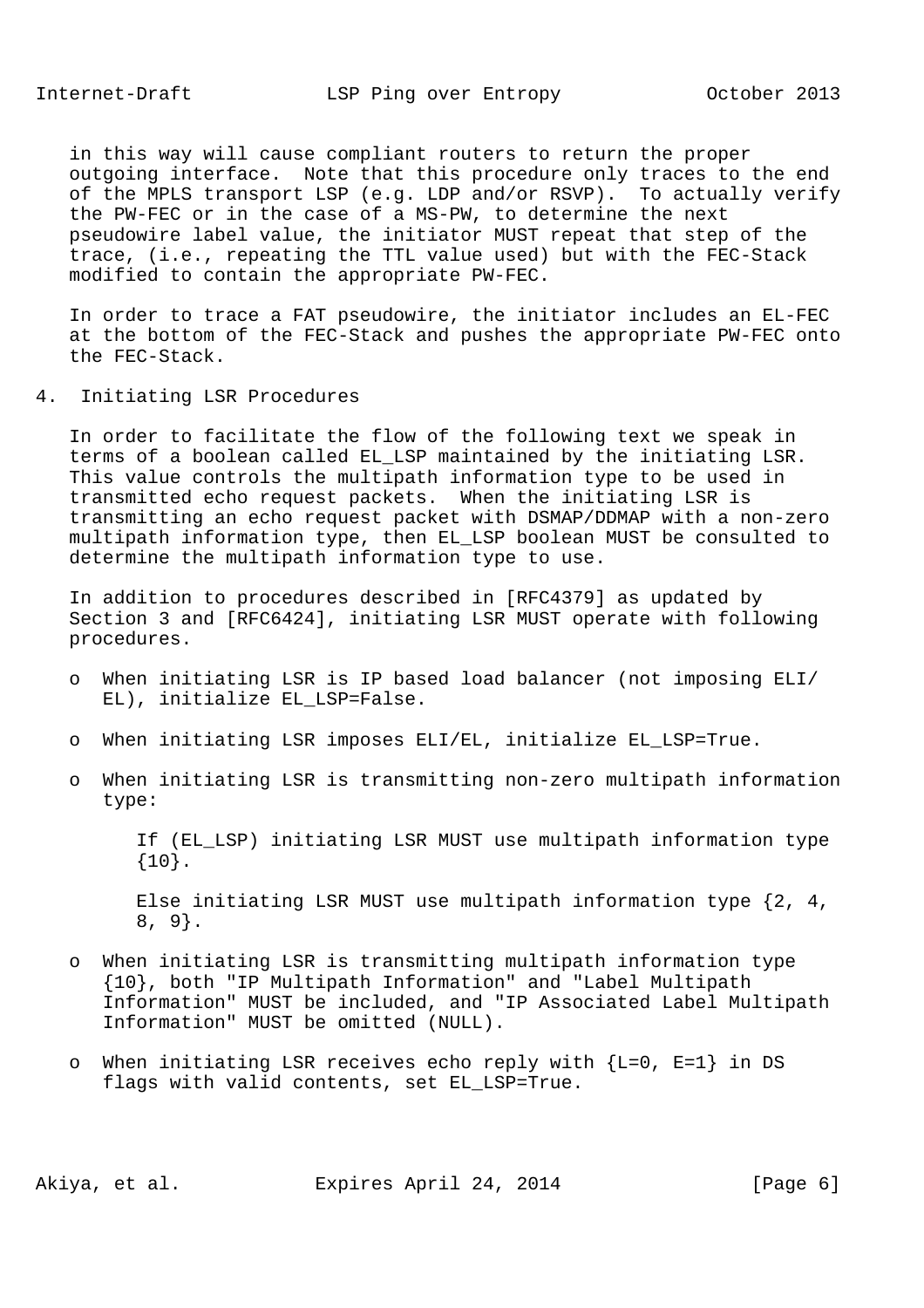in this way will cause compliant routers to return the proper outgoing interface. Note that this procedure only traces to the end of the MPLS transport LSP (e.g. LDP and/or RSVP). To actually verify the PW-FEC or in the case of a MS-PW, to determine the next pseudowire label value, the initiator MUST repeat that step of the trace, (i.e., repeating the TTL value used) but with the FEC-Stack modified to contain the appropriate PW-FEC.

In order to trace a FAT pseudowire, the initiator includes an EL-FEC at the bottom of the FEC-Stack and pushes the appropriate PW-FEC onto the FEC-Stack.

## 4. Initiating LSR Procedures

In order to facilitate the flow of the following text we speak in terms of a boolean called EL_LSP maintained by the initiating LSR. This value controls the multipath information type to be used in transmitted echo request packets. When the initiating LSR is transmitting an echo request packet with DSMAP/DDMAP with a non-zero multipath information type, then EL_LSP boolean MUST be consulted to determine the multipath information type to use.

In addition to procedures described in [RFC4379] as updated by Section 3 and [RFC6424], initiating LSR MUST operate with following procedures.

- When initiating LSR is IP based load balancer (not imposing ELI/EL), initialize EL_LSP=False.
- When initiating LSR imposes ELI/EL, initialize EL_LSP=True.
- When initiating LSR is transmitting non-zero multipath information type:

  If (EL_LSP) initiating LSR MUST use multipath information type {10}.

  Else initiating LSR MUST use multipath information type {2, 4, 8, 9}.

- When initiating LSR is transmitting multipath information type {10}, both "IP Multipath Information" and "Label Multipath Information" MUST be included, and "IP Associated Label Multipath Information" MUST be omitted (NULL).
- When initiating LSR receives echo reply with {L=0, E=1} in DS flags with valid contents, set EL_LSP=True.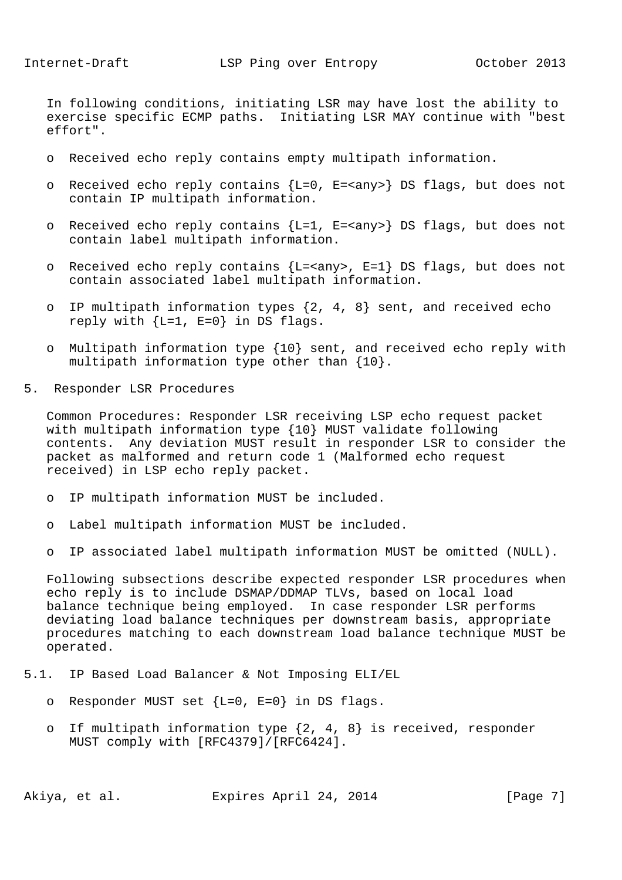In following conditions, initiating LSR may have lost the ability to exercise specific ECMP paths. Initiating LSR MAY continue with "best effort".

- Received echo reply contains empty multipath information.
- Received echo reply contains {L=0, E=<any>} DS flags, but does not contain IP multipath information.
- Received echo reply contains {L=1, E=<any>} DS flags, but does not contain label multipath information.
- Received echo reply contains {L=<any>, E=1} DS flags, but does not contain associated label multipath information.
- IP multipath information types {2, 4, 8} sent, and received echo reply with {L=1, E=0} in DS flags.
- Multipath information type {10} sent, and received echo reply with multipath information type other than {10}.

# 5. Responder LSR Procedures

Common Procedures: Responder LSR receiving LSP echo request packet with multipath information type {10} MUST validate following contents. Any deviation MUST result in responder LSR to consider the packet as malformed and return code 1 (Malformed echo request received) in LSP echo reply packet.

- IP multipath information MUST be included.
- Label multipath information MUST be included.
- IP associated label multipath information MUST be omitted (NULL).

Following subsections describe expected responder LSR procedures when echo reply is to include DSMAP/DDMAP TLVs, based on local load balance technique being employed. In case responder LSR performs deviating load balance techniques per downstream basis, appropriate procedures matching to each downstream load balance technique MUST be operated.

## 5.1. IP Based Load Balancer & Not Imposing ELI/EL

- Responder MUST set {L=0, E=0} in DS flags.
- If multipath information type {2, 4, 8} is received, responder MUST comply with [RFC4379]/[RFC6424].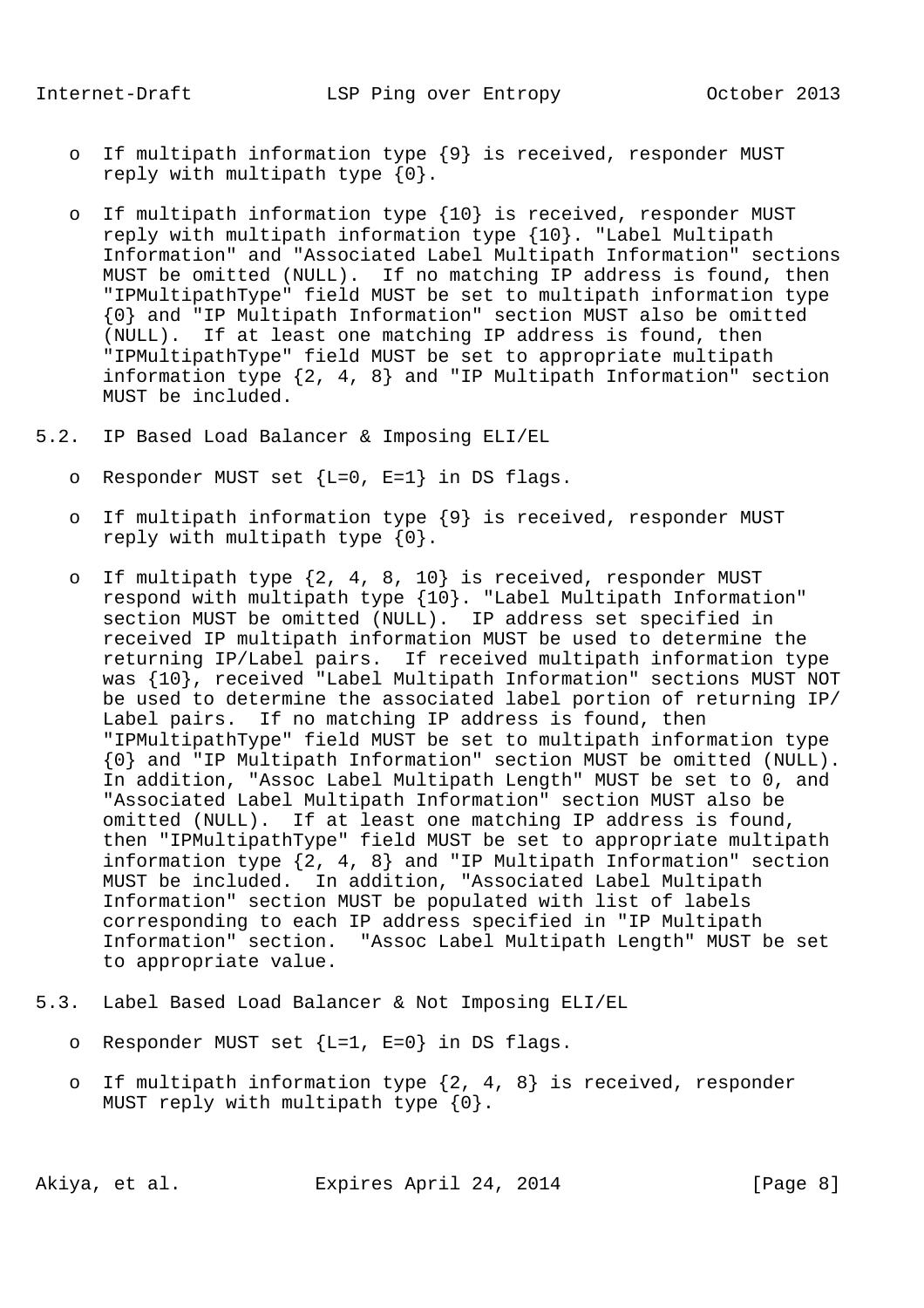- If multipath information type {9} is received, responder MUST reply with multipath type {0}.

- If multipath information type {10} is received, responder MUST reply with multipath information type {10}. "Label Multipath Information" and "Associated Label Multipath Information" sections MUST be omitted (NULL). If no matching IP address is found, then "IPMultipathType" field MUST be set to multipath information type {0} and "IP Multipath Information" section MUST also be omitted (NULL). If at least one matching IP address is found, then "IPMultipathType" field MUST be set to appropriate multipath information type {2, 4, 8} and "IP Multipath Information" section MUST be included.

## 5.2. IP Based Load Balancer & Imposing ELI/EL

- Responder MUST set {L=0, E=1} in DS flags.

- If multipath information type {9} is received, responder MUST reply with multipath type {0}.

- If multipath type {2, 4, 8, 10} is received, responder MUST respond with multipath type {10}. "Label Multipath Information" section MUST be omitted (NULL). IP address set specified in received IP multipath information MUST be used to determine the returning IP/Label pairs. If received multipath information type was {10}, received "Label Multipath Information" sections MUST NOT be used to determine the associated label portion of returning IP/Label pairs. If no matching IP address is found, then "IPMultipathType" field MUST be set to multipath information type {0} and "IP Multipath Information" section MUST be omitted (NULL). In addition, "Assoc Label Multipath Length" MUST be set to 0, and "Associated Label Multipath Information" section MUST also be omitted (NULL). If at least one matching IP address is found, then "IPMultipathType" field MUST be set to appropriate multipath information type {2, 4, 8} and "IP Multipath Information" section MUST be included. In addition, "Associated Label Multipath Information" section MUST be populated with list of labels corresponding to each IP address specified in "IP Multipath Information" section. "Assoc Label Multipath Length" MUST be set to appropriate value.

## 5.3. Label Based Load Balancer & Not Imposing ELI/EL

- Responder MUST set {L=1, E=0} in DS flags.

- If multipath information type {2, 4, 8} is received, responder MUST reply with multipath type {0}.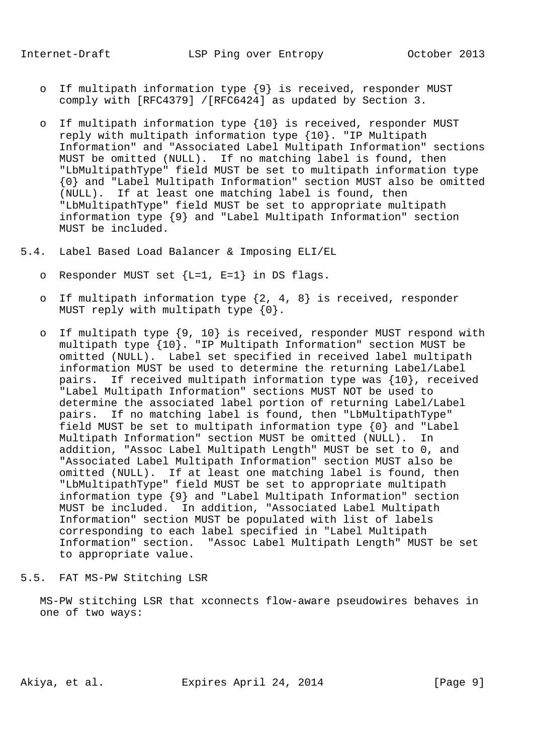- If multipath information type {9} is received, responder MUST comply with [RFC4379] /[RFC6424] as updated by Section 3.

- If multipath information type {10} is received, responder MUST reply with multipath information type {10}. "IP Multipath Information" and "Associated Label Multipath Information" sections MUST be omitted (NULL). If no matching label is found, then "LbMultipathType" field MUST be set to multipath information type {0} and "Label Multipath Information" section MUST also be omitted (NULL). If at least one matching label is found, then "LbMultipathType" field MUST be set to appropriate multipath information type {9} and "Label Multipath Information" section MUST be included.

## 5.4. Label Based Load Balancer & Imposing ELI/EL

- Responder MUST set {L=1, E=1} in DS flags.

- If multipath information type {2, 4, 8} is received, responder MUST reply with multipath type {0}.

- If multipath type {9, 10} is received, responder MUST respond with multipath type {10}. "IP Multipath Information" section MUST be omitted (NULL). Label set specified in received label multipath information MUST be used to determine the returning Label/Label pairs. If received multipath information type was {10}, received "Label Multipath Information" sections MUST NOT be used to determine the associated label portion of returning Label/Label pairs. If no matching label is found, then "LbMultipathType" field MUST be set to multipath information type {0} and "Label Multipath Information" section MUST be omitted (NULL). In addition, "Assoc Label Multipath Length" MUST be set to 0, and "Associated Label Multipath Information" section MUST also be omitted (NULL). If at least one matching label is found, then "LbMultipathType" field MUST be set to appropriate multipath information type {9} and "Label Multipath Information" section MUST be included. In addition, "Associated Label Multipath Information" section MUST be populated with list of labels corresponding to each label specified in "Label Multipath Information" section. "Assoc Label Multipath Length" MUST be set to appropriate value.

## 5.5. FAT MS-PW Stitching LSR

MS-PW stitching LSR that xconnects flow-aware pseudowires behaves in one of two ways: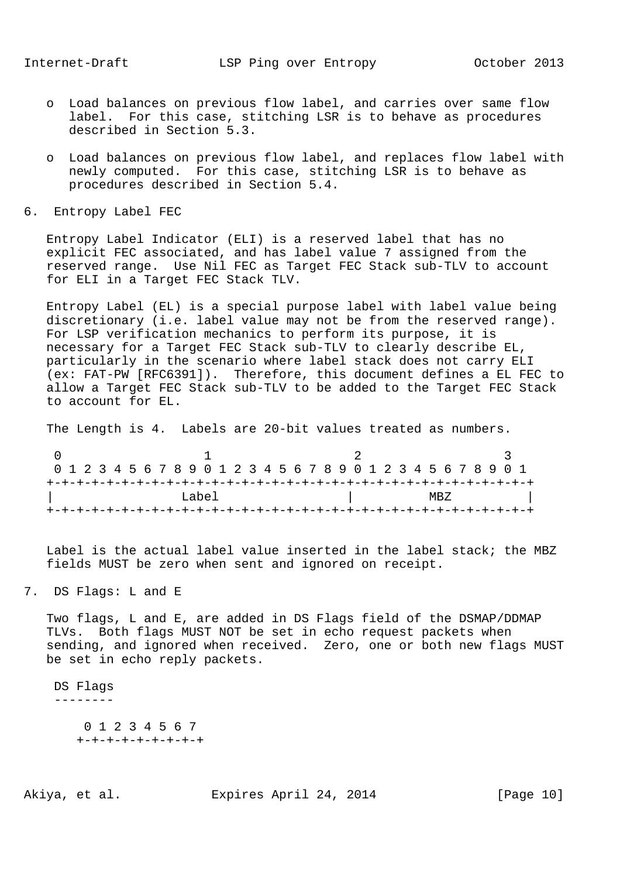- o Load balances on previous flow label, and carries over same flow label. For this case, stitching LSR is to behave as procedures described in Section 5.3.

- o Load balances on previous flow label, and replaces flow label with newly computed. For this case, stitching LSR is to behave as procedures described in Section 5.4.

## 6. Entropy Label FEC

Entropy Label Indicator (ELI) is a reserved label that has no explicit FEC associated, and has label value 7 assigned from the reserved range. Use Nil FEC as Target FEC Stack sub-TLV to account for ELI in a Target FEC Stack TLV.

Entropy Label (EL) is a special purpose label with label value being discretionary (i.e. label value may not be from the reserved range). For LSP verification mechanics to perform its purpose, it is necessary for a Target FEC Stack sub-TLV to clearly describe EL, particularly in the scenario where label stack does not carry ELI (ex: FAT-PW [RFC6391]). Therefore, this document defines a EL FEC to allow a Target FEC Stack sub-TLV to be added to the Target FEC Stack to account for EL.

The Length is 4. Labels are 20-bit values treated as numbers.

```
 0                   1                   2                   3
 0 1 2 3 4 5 6 7 8 9 0 1 2 3 4 5 6 7 8 9 0 1 2 3 4 5 6 7 8 9 0 1
+-+-+-+-+-+-+-+-+-+-+-+-+-+-+-+-+-+-+-+-+-+-+-+-+-+-+-+-+-+-+-+-+
|                Label                  |          MBZ          |
+-+-+-+-+-+-+-+-+-+-+-+-+-+-+-+-+-+-+-+-+-+-+-+-+-+-+-+-+-+-+-+-+
```

Label is the actual label value inserted in the label stack; the MBZ fields MUST be zero when sent and ignored on receipt.

## 7. DS Flags: L and E

Two flags, L and E, are added in DS Flags field of the DSMAP/DDMAP TLVs. Both flags MUST NOT be set in echo request packets when sending, and ignored when received. Zero, one or both new flags MUST be set in echo reply packets.

```
 DS Flags
 --------

     0 1 2 3 4 5 6 7
    +-+-+-+-+-+-+-+-+
```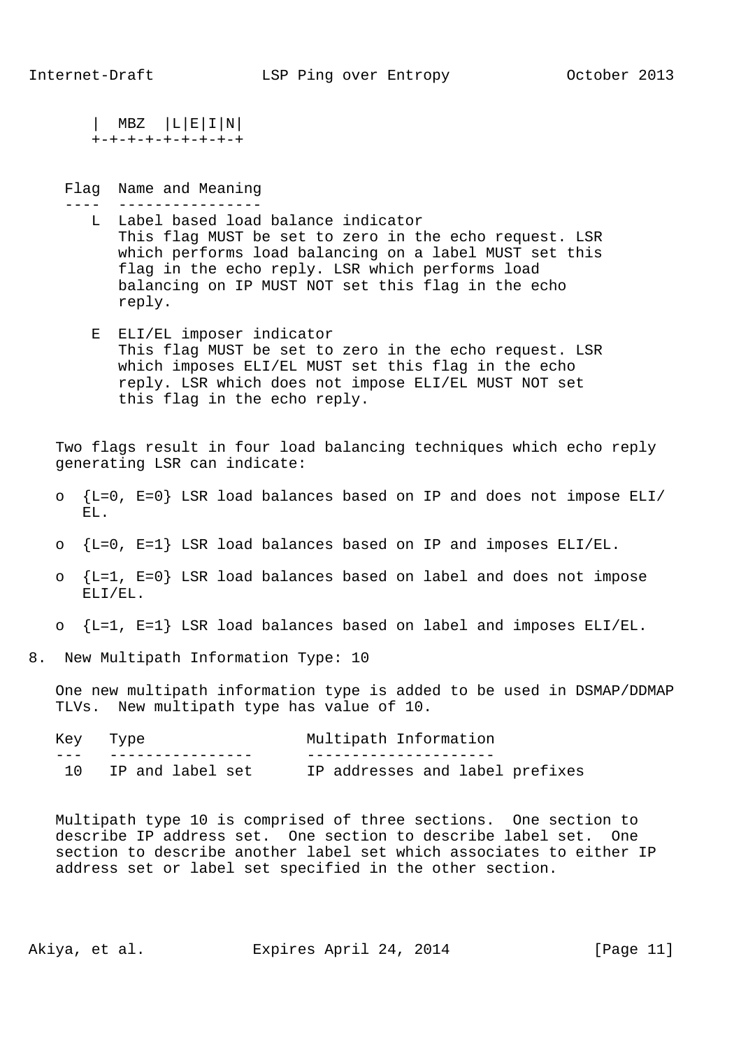```
   |  MBZ  |L|E|I|N|
   +-+-+-+-+-+-+-+-+
```

| Flag | Name and Meaning |
| --- | --- |
| L | Label based load balance indicator<br>This flag MUST be set to zero in the echo request. LSR which performs load balancing on a label MUST set this flag in the echo reply. LSR which performs load balancing on IP MUST NOT set this flag in the echo reply. |
| E | ELI/EL imposer indicator<br>This flag MUST be set to zero in the echo request. LSR which imposes ELI/EL MUST set this flag in the echo reply. LSR which does not impose ELI/EL MUST NOT set this flag in the echo reply. |

Two flags result in four load balancing techniques which echo reply generating LSR can indicate:

- {L=0, E=0} LSR load balances based on IP and does not impose ELI/EL.
- {L=0, E=1} LSR load balances based on IP and imposes ELI/EL.
- {L=1, E=0} LSR load balances based on label and does not impose ELI/EL.
- {L=1, E=1} LSR load balances based on label and imposes ELI/EL.

## 8. New Multipath Information Type: 10

One new multipath information type is added to be used in DSMAP/DDMAP TLVs. New multipath type has value of 10.

| Key | Type | Multipath Information |
| --- | --- | --- |
| 10 | IP and label set | IP addresses and label prefixes |

Multipath type 10 is comprised of three sections. One section to describe IP address set. One section to describe label set. One section to describe another label set which associates to either IP address set or label set specified in the other section.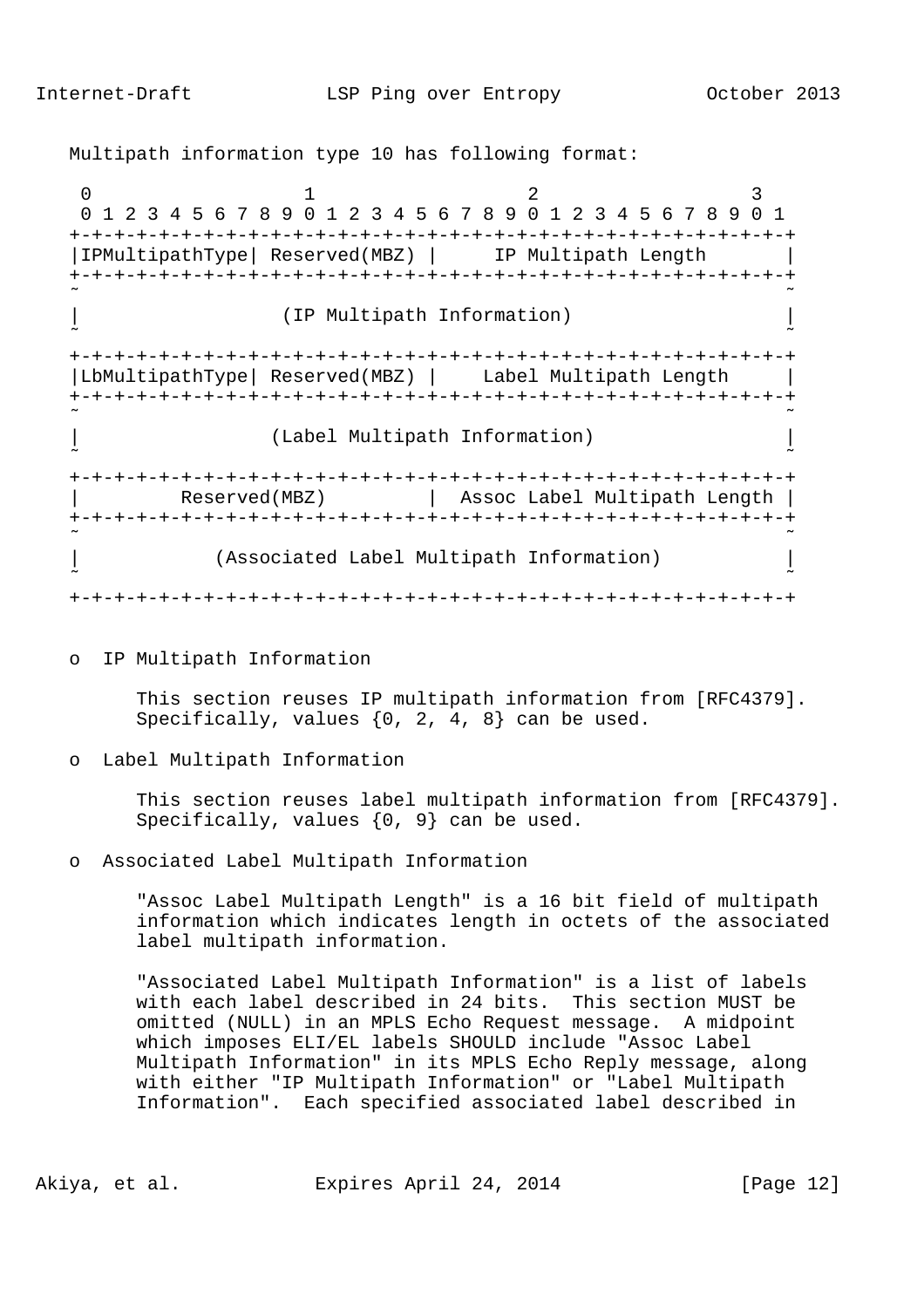Multipath information type 10 has following format:

```
 0                   1                   2                   3
 0 1 2 3 4 5 6 7 8 9 0 1 2 3 4 5 6 7 8 9 0 1 2 3 4 5 6 7 8 9 0 1
+-+-+-+-+-+-+-+-+-+-+-+-+-+-+-+-+-+-+-+-+-+-+-+-+-+-+-+-+-+-+-+-+
|IPMultipathType| Reserved(MBZ) |     IP Multipath Length       |
+-+-+-+-+-+-+-+-+-+-+-+-+-+-+-+-+-+-+-+-+-+-+-+-+-+-+-+-+-+-+-+-+
~                                                               ~
|                  (IP Multipath Information)                   |
~                                                               ~
+-+-+-+-+-+-+-+-+-+-+-+-+-+-+-+-+-+-+-+-+-+-+-+-+-+-+-+-+-+-+-+-+
|LbMultipathType| Reserved(MBZ) |    Label Multipath Length     |
+-+-+-+-+-+-+-+-+-+-+-+-+-+-+-+-+-+-+-+-+-+-+-+-+-+-+-+-+-+-+-+-+
~                                                               ~
|                 (Label Multipath Information)                 |
~                                                               ~
+-+-+-+-+-+-+-+-+-+-+-+-+-+-+-+-+-+-+-+-+-+-+-+-+-+-+-+-+-+-+-+-+
|         Reserved(MBZ)         |  Assoc Label Multipath Length |
+-+-+-+-+-+-+-+-+-+-+-+-+-+-+-+-+-+-+-+-+-+-+-+-+-+-+-+-+-+-+-+-+
~                                                               ~
|            (Associated Label Multipath Information)           |
~                                                               ~
+-+-+-+-+-+-+-+-+-+-+-+-+-+-+-+-+-+-+-+-+-+-+-+-+-+-+-+-+-+-+-+-+
```

- IP Multipath Information

  This section reuses IP multipath information from [RFC4379]. Specifically, values {0, 2, 4, 8} can be used.

- Label Multipath Information

  This section reuses label multipath information from [RFC4379]. Specifically, values {0, 9} can be used.

- Associated Label Multipath Information

  "Assoc Label Multipath Length" is a 16 bit field of multipath information which indicates length in octets of the associated label multipath information.

  "Associated Label Multipath Information" is a list of labels with each label described in 24 bits. This section MUST be omitted (NULL) in an MPLS Echo Request message. A midpoint which imposes ELI/EL labels SHOULD include "Assoc Label Multipath Information" in its MPLS Echo Reply message, along with either "IP Multipath Information" or "Label Multipath Information". Each specified associated label described in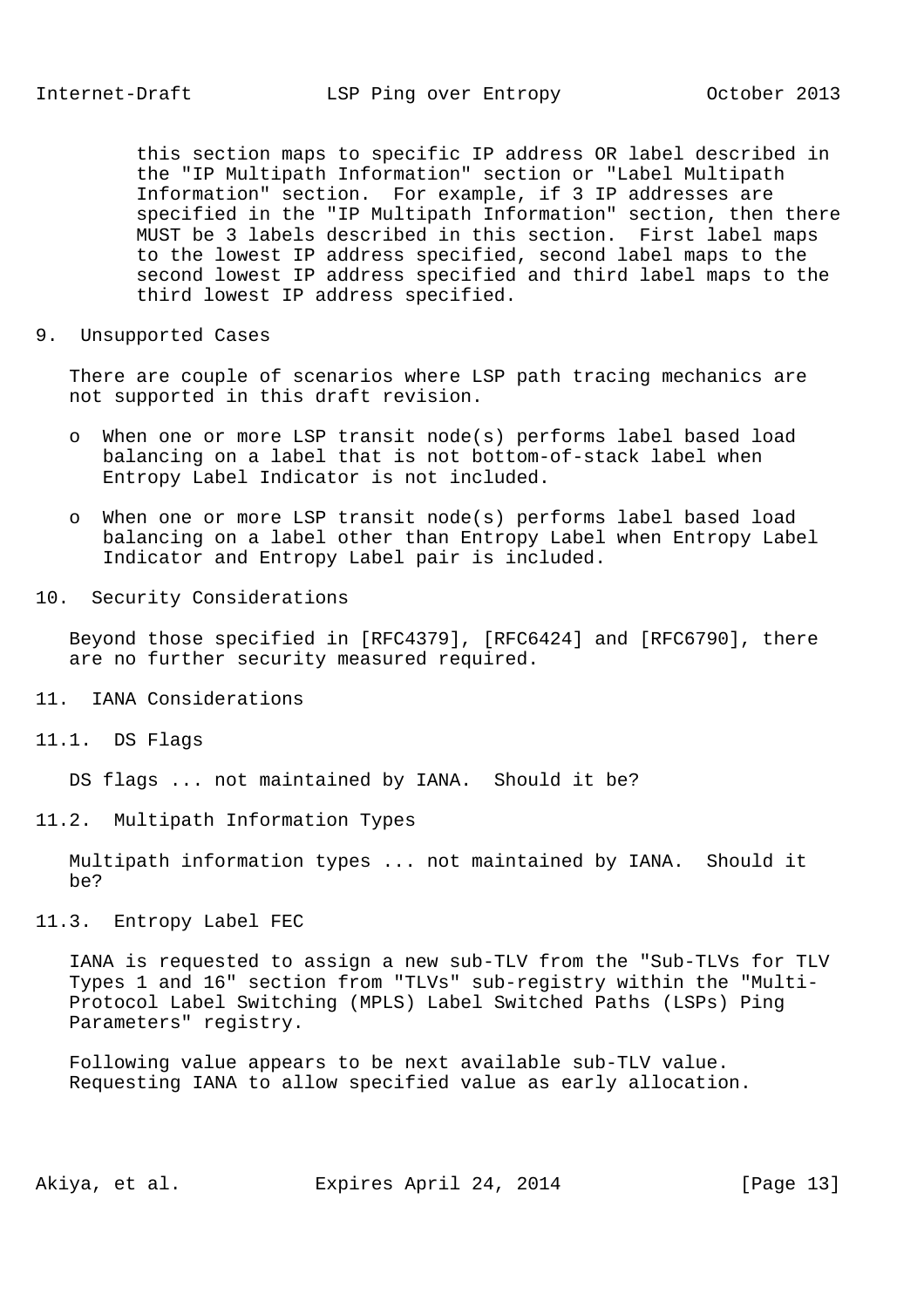this section maps to specific IP address OR label described in the "IP Multipath Information" section or "Label Multipath Information" section. For example, if 3 IP addresses are specified in the "IP Multipath Information" section, then there MUST be 3 labels described in this section. First label maps to the lowest IP address specified, second label maps to the second lowest IP address specified and third label maps to the third lowest IP address specified.

## 9. Unsupported Cases

There are couple of scenarios where LSP path tracing mechanics are not supported in this draft revision.

- When one or more LSP transit node(s) performs label based load balancing on a label that is not bottom-of-stack label when Entropy Label Indicator is not included.
- When one or more LSP transit node(s) performs label based load balancing on a label other than Entropy Label when Entropy Label Indicator and Entropy Label pair is included.

## 10. Security Considerations

Beyond those specified in [RFC4379], [RFC6424] and [RFC6790], there are no further security measured required.

## 11. IANA Considerations

### 11.1. DS Flags

DS flags ... not maintained by IANA. Should it be?

### 11.2. Multipath Information Types

Multipath information types ... not maintained by IANA. Should it be?

### 11.3. Entropy Label FEC

IANA is requested to assign a new sub-TLV from the "Sub-TLVs for TLV Types 1 and 16" section from "TLVs" sub-registry within the "Multi-Protocol Label Switching (MPLS) Label Switched Paths (LSPs) Ping Parameters" registry.

Following value appears to be next available sub-TLV value. Requesting IANA to allow specified value as early allocation.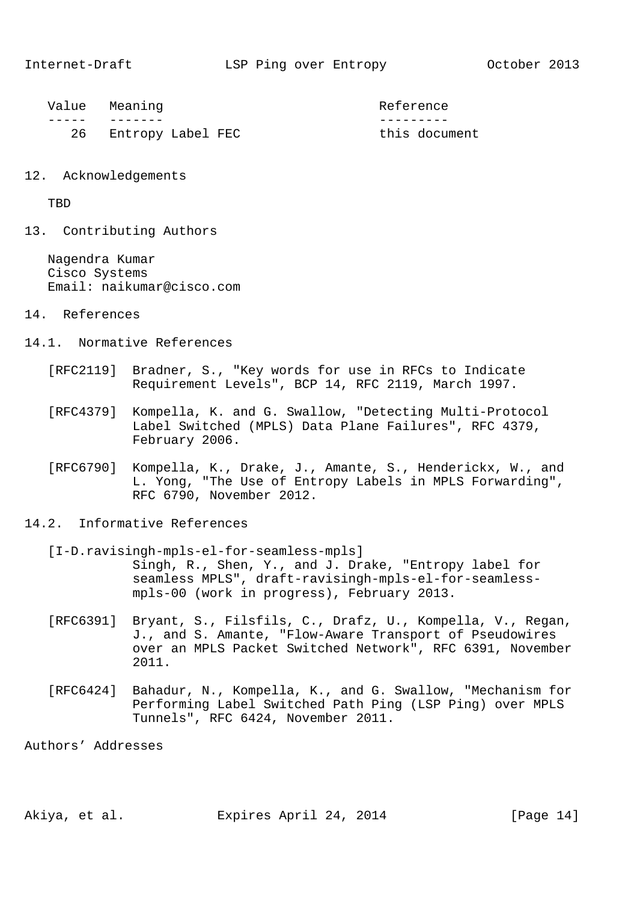| Value | Meaning | Reference |
| --- | --- | --- |
| 26 | Entropy Label FEC | this document |

## 12. Acknowledgements

TBD

## 13. Contributing Authors

Nagendra Kumar
Cisco Systems
Email: naikumar@cisco.com

## 14. References

### 14.1. Normative References

[RFC2119] Bradner, S., "Key words for use in RFCs to Indicate Requirement Levels", BCP 14, RFC 2119, March 1997.

[RFC4379] Kompella, K. and G. Swallow, "Detecting Multi-Protocol Label Switched (MPLS) Data Plane Failures", RFC 4379, February 2006.

[RFC6790] Kompella, K., Drake, J., Amante, S., Henderickx, W., and L. Yong, "The Use of Entropy Labels in MPLS Forwarding", RFC 6790, November 2012.

### 14.2. Informative References

[I-D.ravisingh-mpls-el-for-seamless-mpls] Singh, R., Shen, Y., and J. Drake, "Entropy label for seamless MPLS", draft-ravisingh-mpls-el-for-seamless-mpls-00 (work in progress), February 2013.

[RFC6391] Bryant, S., Filsfils, C., Drafz, U., Kompella, V., Regan, J., and S. Amante, "Flow-Aware Transport of Pseudowires over an MPLS Packet Switched Network", RFC 6391, November 2011.

[RFC6424] Bahadur, N., Kompella, K., and G. Swallow, "Mechanism for Performing Label Switched Path Ping (LSP Ping) over MPLS Tunnels", RFC 6424, November 2011.

## Authors' Addresses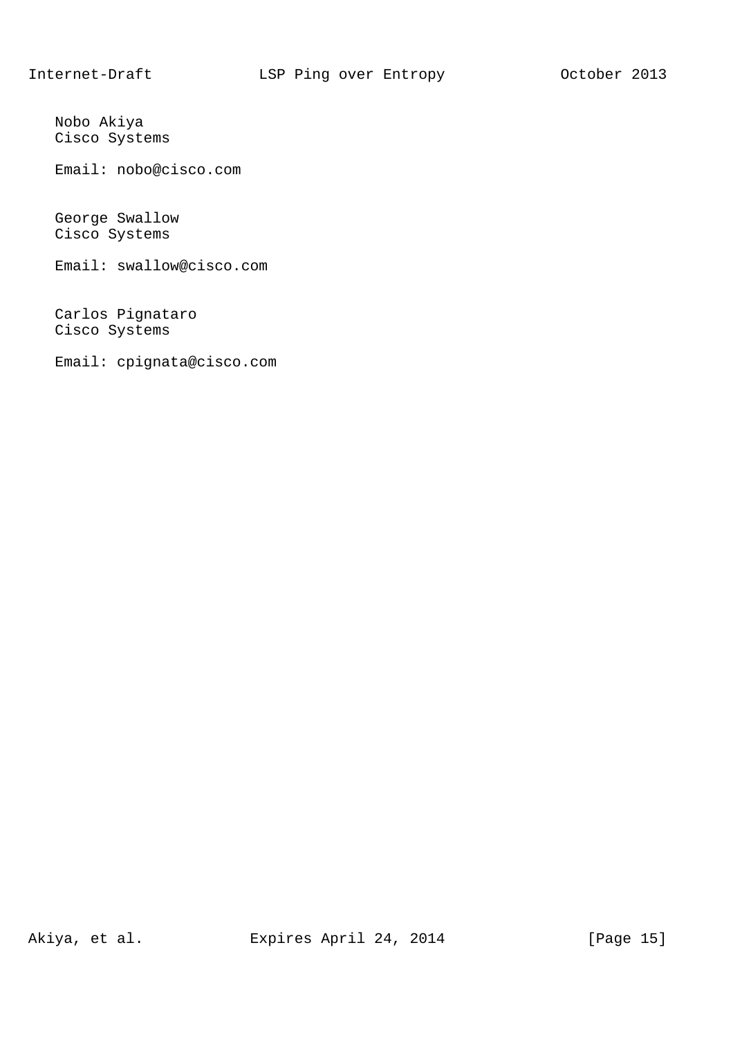Nobo Akiya
Cisco Systems

Email: nobo@cisco.com

George Swallow
Cisco Systems

Email: swallow@cisco.com

Carlos Pignataro
Cisco Systems

Email: cpignata@cisco.com